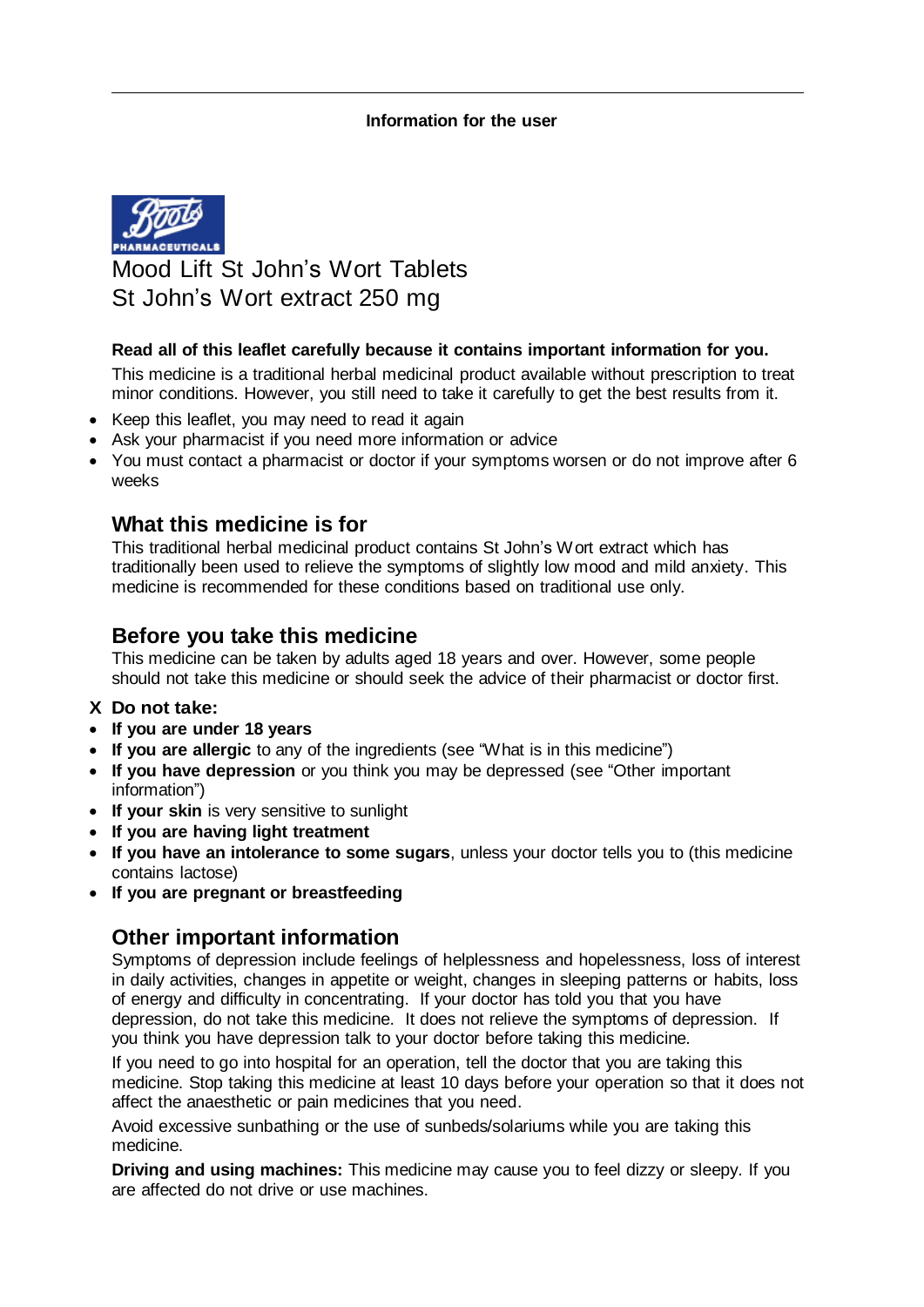**Information for the user**

Boots PHARMACEUTICALS

# Mood Lift St John's Wort Tablets
# St John's Wort extract 250 mg

**Read all of this leaflet carefully because it contains important information for you.**

This medicine is a traditional herbal medicinal product available without prescription to treat minor conditions. However, you still need to take it carefully to get the best results from it.

- Keep this leaflet, you may need to read it again
- Ask your pharmacist if you need more information or advice
- You must contact a pharmacist or doctor if your symptoms worsen or do not improve after 6 weeks

## What this medicine is for

This traditional herbal medicinal product contains St John's Wort extract which has traditionally been used to relieve the symptoms of slightly low mood and mild anxiety. This medicine is recommended for these conditions based on traditional use only.

## Before you take this medicine

This medicine can be taken by adults aged 18 years and over. However, some people should not take this medicine or should seek the advice of their pharmacist or doctor first.

**X Do not take:**

- **If you are under 18 years**
- **If you are allergic** to any of the ingredients (see "What is in this medicine")
- **If you have depression** or you think you may be depressed (see "Other important information")
- **If your skin** is very sensitive to sunlight
- **If you are having light treatment**
- **If you have an intolerance to some sugars**, unless your doctor tells you to (this medicine contains lactose)
- **If you are pregnant or breastfeeding**

## Other important information

Symptoms of depression include feelings of helplessness and hopelessness, loss of interest in daily activities, changes in appetite or weight, changes in sleeping patterns or habits, loss of energy and difficulty in concentrating. If your doctor has told you that you have depression, do not take this medicine. It does not relieve the symptoms of depression. If you think you have depression talk to your doctor before taking this medicine.

If you need to go into hospital for an operation, tell the doctor that you are taking this medicine. Stop taking this medicine at least 10 days before your operation so that it does not affect the anaesthetic or pain medicines that you need.

Avoid excessive sunbathing or the use of sunbeds/solariums while you are taking this medicine.

**Driving and using machines:** This medicine may cause you to feel dizzy or sleepy. If you are affected do not drive or use machines.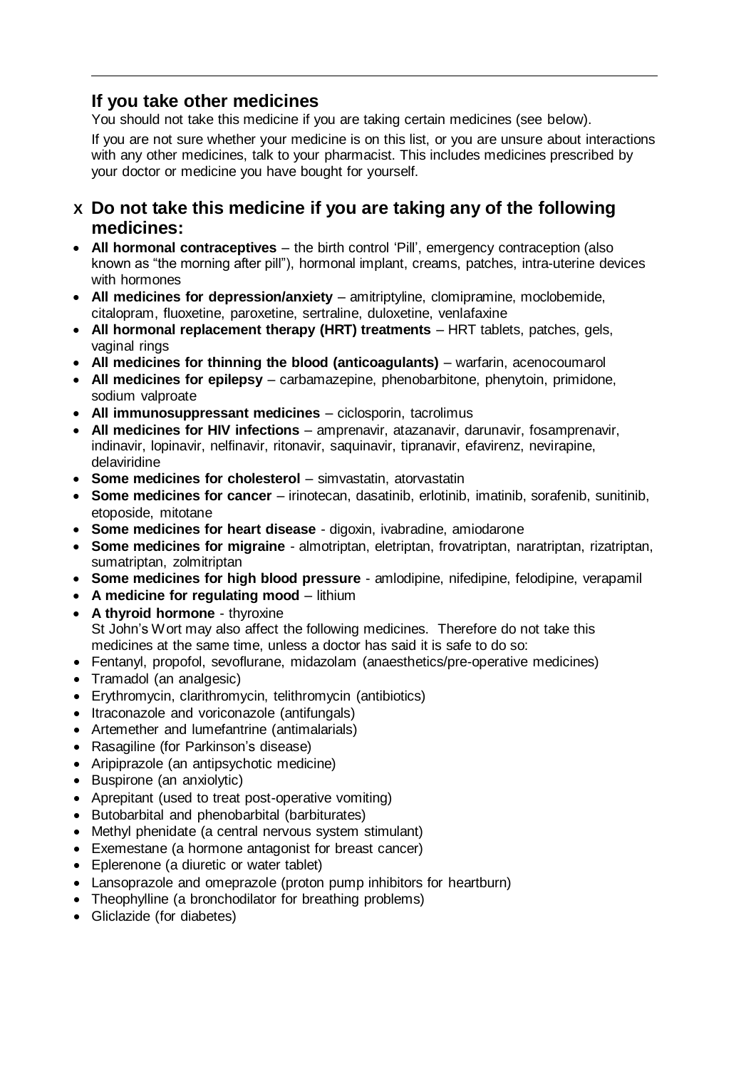## If you take other medicines

You should not take this medicine if you are taking certain medicines (see below).

If you are not sure whether your medicine is on this list, or you are unsure about interactions with any other medicines, talk to your pharmacist. This includes medicines prescribed by your doctor or medicine you have bought for yourself.

## x Do not take this medicine if you are taking any of the following medicines:

- **All hormonal contraceptives** – the birth control 'Pill', emergency contraception (also known as "the morning after pill"), hormonal implant, creams, patches, intra-uterine devices with hormones
- **All medicines for depression/anxiety** – amitriptyline, clomipramine, moclobemide, citalopram, fluoxetine, paroxetine, sertraline, duloxetine, venlafaxine
- **All hormonal replacement therapy (HRT) treatments** – HRT tablets, patches, gels, vaginal rings
- **All medicines for thinning the blood (anticoagulants)** – warfarin, acenocoumarol
- **All medicines for epilepsy** – carbamazepine, phenobarbitone, phenytoin, primidone, sodium valproate
- **All immunosuppressant medicines** – ciclosporin, tacrolimus
- **All medicines for HIV infections** – amprenavir, atazanavir, darunavir, fosamprenavir, indinavir, lopinavir, nelfinavir, ritonavir, saquinavir, tipranavir, efavirenz, nevirapine, delaviridine
- **Some medicines for cholesterol** – simvastatin, atorvastatin
- **Some medicines for cancer** – irinotecan, dasatinib, erlotinib, imatinib, sorafenib, sunitinib, etoposide, mitotane
- **Some medicines for heart disease** - digoxin, ivabradine, amiodarone
- **Some medicines for migraine** - almotriptan, eletriptan, frovatriptan, naratriptan, rizatriptan, sumatriptan, zolmitriptan
- **Some medicines for high blood pressure** - amlodipine, nifedipine, felodipine, verapamil
- **A medicine for regulating mood** – lithium
- **A thyroid hormone** - thyroxine

St John's Wort may also affect the following medicines. Therefore do not take this medicines at the same time, unless a doctor has said it is safe to do so:

- Fentanyl, propofol, sevoflurane, midazolam (anaesthetics/pre-operative medicines)
- Tramadol (an analgesic)
- Erythromycin, clarithromycin, telithromycin (antibiotics)
- Itraconazole and voriconazole (antifungals)
- Artemether and lumefantrine (antimalarials)
- Rasagiline (for Parkinson's disease)
- Aripiprazole (an antipsychotic medicine)
- Buspirone (an anxiolytic)
- Aprepitant (used to treat post-operative vomiting)
- Butobarbital and phenobarbital (barbiturates)
- Methyl phenidate (a central nervous system stimulant)
- Exemestane (a hormone antagonist for breast cancer)
- Eplerenone (a diuretic or water tablet)
- Lansoprazole and omeprazole (proton pump inhibitors for heartburn)
- Theophylline (a bronchodilator for breathing problems)
- Gliclazide (for diabetes)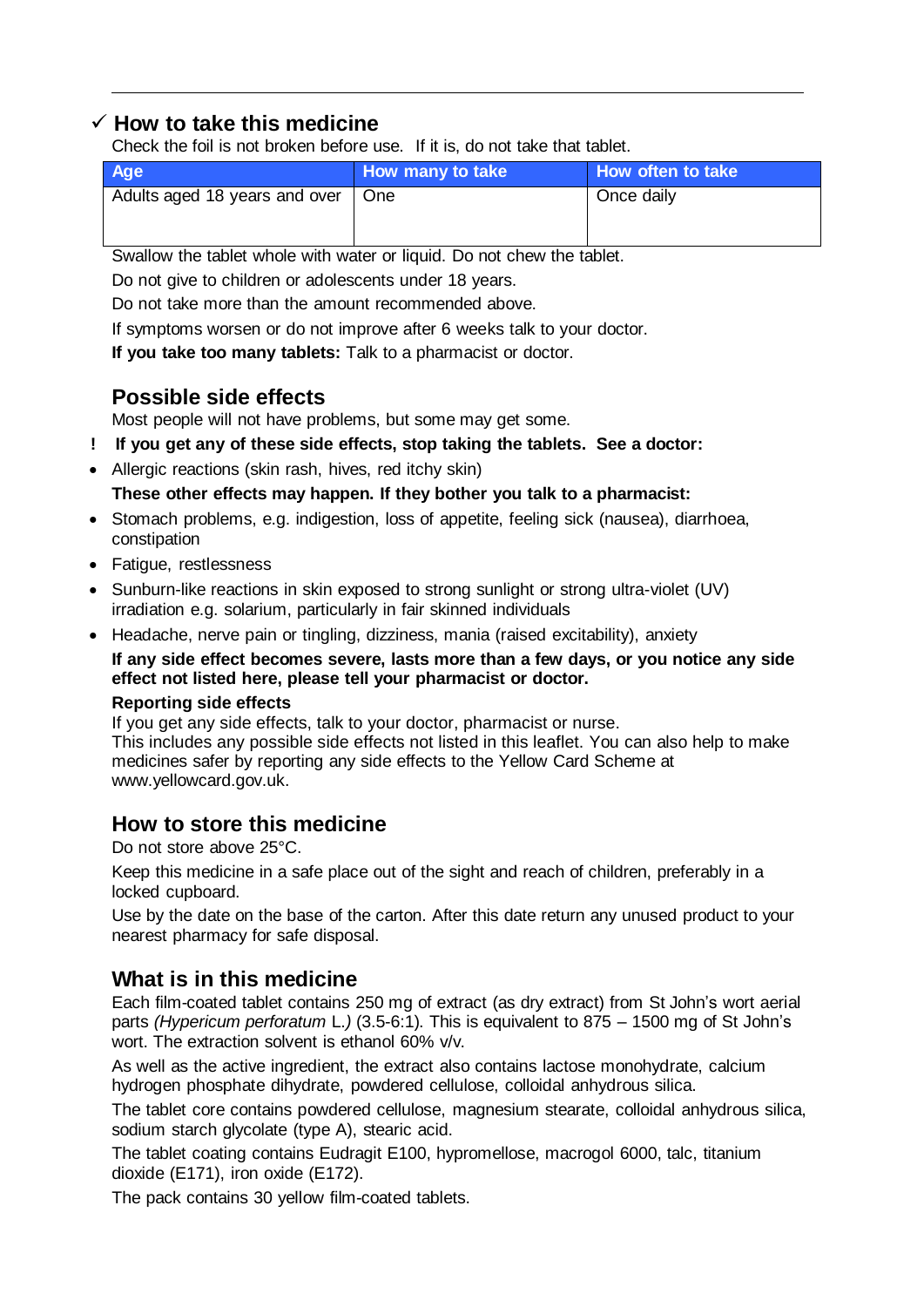## ✓ How to take this medicine

Check the foil is not broken before use. If it is, do not take that tablet.

| Age | How many to take | How often to take |
|---|---|---|
| Adults aged 18 years and over | One | Once daily |

Swallow the tablet whole with water or liquid. Do not chew the tablet.

Do not give to children or adolescents under 18 years.

Do not take more than the amount recommended above.

If symptoms worsen or do not improve after 6 weeks talk to your doctor.

**If you take too many tablets:** Talk to a pharmacist or doctor.

## Possible side effects

Most people will not have problems, but some may get some.

**! If you get any of these side effects, stop taking the tablets. See a doctor:**

- Allergic reactions (skin rash, hives, red itchy skin)

**These other effects may happen. If they bother you talk to a pharmacist:**

- Stomach problems, e.g. indigestion, loss of appetite, feeling sick (nausea), diarrhoea, constipation
- Fatigue, restlessness
- Sunburn-like reactions in skin exposed to strong sunlight or strong ultra-violet (UV) irradiation e.g. solarium, particularly in fair skinned individuals
- Headache, nerve pain or tingling, dizziness, mania (raised excitability), anxiety

**If any side effect becomes severe, lasts more than a few days, or you notice any side effect not listed here, please tell your pharmacist or doctor.**

**Reporting side effects**

If you get any side effects, talk to your doctor, pharmacist or nurse.
This includes any possible side effects not listed in this leaflet. You can also help to make medicines safer by reporting any side effects to the Yellow Card Scheme at www.yellowcard.gov.uk.

## How to store this medicine

Do not store above 25°C.

Keep this medicine in a safe place out of the sight and reach of children, preferably in a locked cupboard.

Use by the date on the base of the carton. After this date return any unused product to your nearest pharmacy for safe disposal.

## What is in this medicine

Each film-coated tablet contains 250 mg of extract (as dry extract) from St John's wort aerial parts *(Hypericum perforatum* L.*)* (3.5-6:1). This is equivalent to 875 – 1500 mg of St John's wort. The extraction solvent is ethanol 60% v/v.

As well as the active ingredient, the extract also contains lactose monohydrate, calcium hydrogen phosphate dihydrate, powdered cellulose, colloidal anhydrous silica.

The tablet core contains powdered cellulose, magnesium stearate, colloidal anhydrous silica, sodium starch glycolate (type A), stearic acid.

The tablet coating contains Eudragit E100, hypromellose, macrogol 6000, talc, titanium dioxide (E171), iron oxide (E172).

The pack contains 30 yellow film-coated tablets.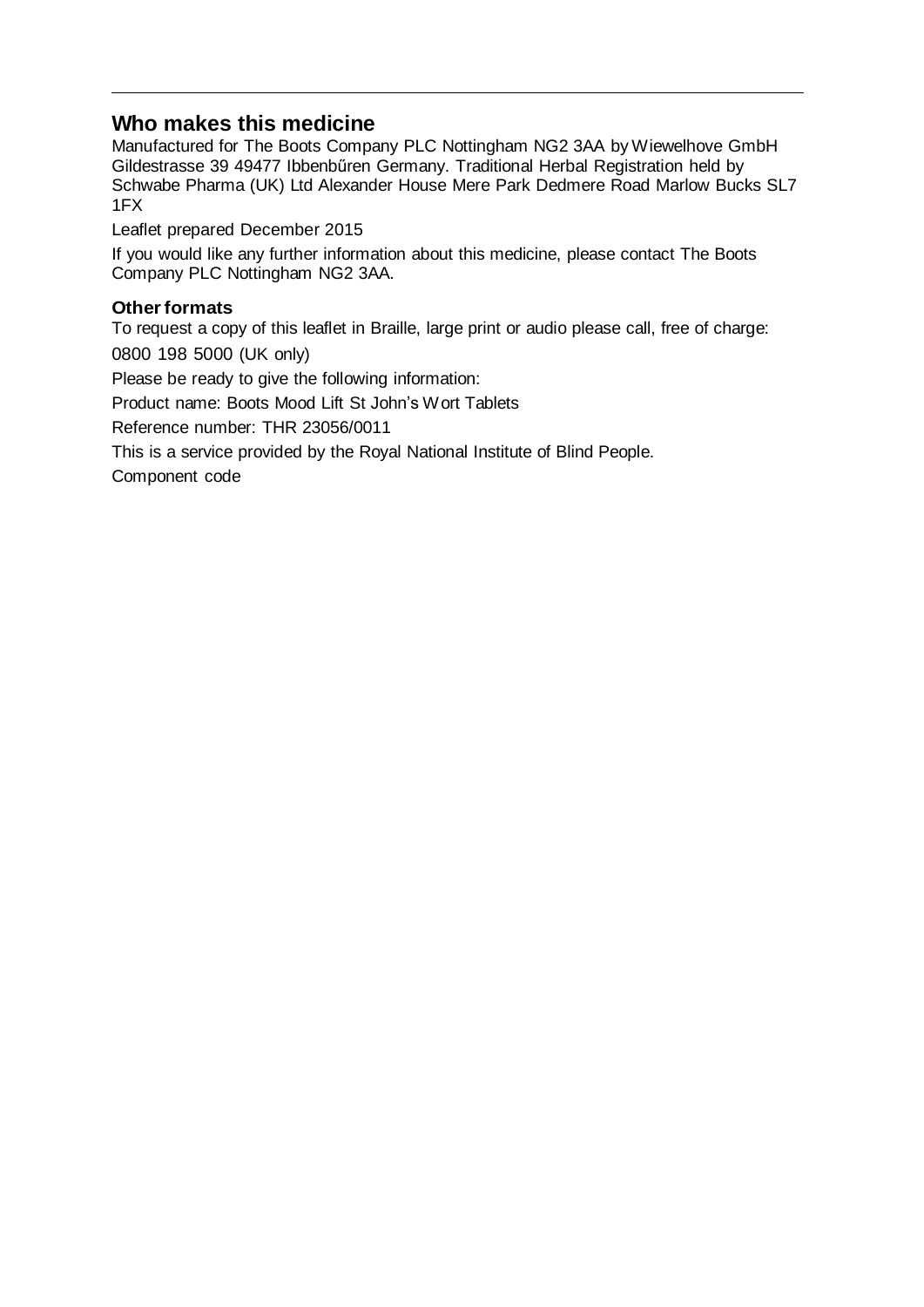## Who makes this medicine

Manufactured for The Boots Company PLC Nottingham NG2 3AA by Wiewelhove GmbH Gildestrasse 39 49477 Ibbenbűren Germany. Traditional Herbal Registration held by Schwabe Pharma (UK) Ltd Alexander House Mere Park Dedmere Road Marlow Bucks SL7 1FX

Leaflet prepared December 2015

If you would like any further information about this medicine, please contact The Boots Company PLC Nottingham NG2 3AA.

### Other formats

To request a copy of this leaflet in Braille, large print or audio please call, free of charge:

0800 198 5000 (UK only)

Please be ready to give the following information:

Product name: Boots Mood Lift St John's Wort Tablets

Reference number: THR 23056/0011

This is a service provided by the Royal National Institute of Blind People.

Component code